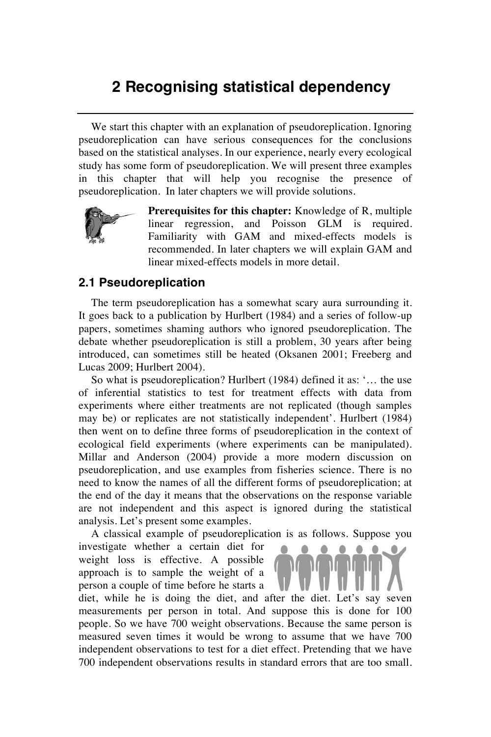# 2 Recognising statistical dependency

We start this chapter with an explanation of pseudoreplication. Ignoring pseudoreplication can have serious consequences for the conclusions based on the statistical analyses. In our experience, nearly every ecological study has some form of pseudoreplication. We will present three examples in this chapter that will help you recognise the presence of pseudoreplication. In later chapters we will provide solutions.

**Prerequisites for this chapter:** Knowledge of R, multiple linear regression, and Poisson GLM is required. Familiarity with GAM and mixed-effects models is recommended. In later chapters we will explain GAM and linear mixed-effects models in more detail.

## 2.1 Pseudoreplication

The term pseudoreplication has a somewhat scary aura surrounding it. It goes back to a publication by Hurlbert (1984) and a series of follow-up papers, sometimes shaming authors who ignored pseudoreplication. The debate whether pseudoreplication is still a problem, 30 years after being introduced, can sometimes still be heated (Oksanen 2001; Freeberg and Lucas 2009; Hurlbert 2004).

So what is pseudoreplication? Hurlbert (1984) defined it as: '… the use of inferential statistics to test for treatment effects with data from experiments where either treatments are not replicated (though samples may be) or replicates are not statistically independent'. Hurlbert (1984) then went on to define three forms of pseudoreplication in the context of ecological field experiments (where experiments can be manipulated). Millar and Anderson (2004) provide a more modern discussion on pseudoreplication, and use examples from fisheries science. There is no need to know the names of all the different forms of pseudoreplication; at the end of the day it means that the observations on the response variable are not independent and this aspect is ignored during the statistical analysis. Let's present some examples.

A classical example of pseudoreplication is as follows. Suppose you investigate whether a certain diet for weight loss is effective. A possible approach is to sample the weight of a person a couple of time before he starts a diet, while he is doing the diet, and after the diet. Let's say seven measurements per person in total. And suppose this is done for 100 people. So we have 700 weight observations. Because the same person is measured seven times it would be wrong to assume that we have 700 independent observations to test for a diet effect. Pretending that we have 700 independent observations results in standard errors that are too small.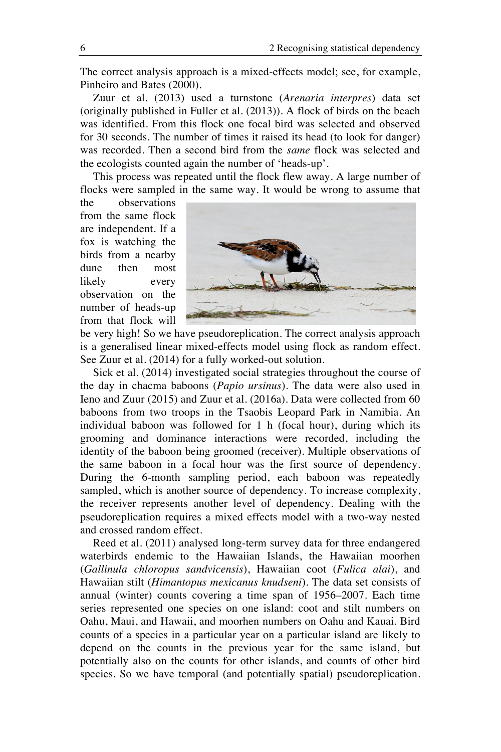The correct analysis approach is a mixed-effects model; see, for example, Pinheiro and Bates (2000).

Zuur et al. (2013) used a turnstone (*Arenaria interpres*) data set (originally published in Fuller et al. (2013)). A flock of birds on the beach was identified. From this flock one focal bird was selected and observed for 30 seconds. The number of times it raised its head (to look for danger) was recorded. Then a second bird from the *same* flock was selected and the ecologists counted again the number of 'heads-up'.

This process was repeated until the flock flew away. A large number of flocks were sampled in the same way. It would be wrong to assume that the observations from the same flock are independent. If a fox is watching the birds from a nearby dune then most likely every observation on the number of heads-up from that flock will be very high! So we have pseudoreplication. The correct analysis approach is a generalised linear mixed-effects model using flock as random effect. See Zuur et al. (2014) for a fully worked-out solution.

Sick et al. (2014) investigated social strategies throughout the course of the day in chacma baboons (*Papio ursinus*). The data were also used in Ieno and Zuur (2015) and Zuur et al. (2016a). Data were collected from 60 baboons from two troops in the Tsaobis Leopard Park in Namibia. An individual baboon was followed for 1 h (focal hour), during which its grooming and dominance interactions were recorded, including the identity of the baboon being groomed (receiver). Multiple observations of the same baboon in a focal hour was the first source of dependency. During the 6-month sampling period, each baboon was repeatedly sampled, which is another source of dependency. To increase complexity, the receiver represents another level of dependency. Dealing with the pseudoreplication requires a mixed effects model with a two-way nested and crossed random effect.

Reed et al. (2011) analysed long-term survey data for three endangered waterbirds endemic to the Hawaiian Islands, the Hawaiian moorhen (*Gallinula chloropus sandvicensis*), Hawaiian coot (*Fulica alai*), and Hawaiian stilt (*Himantopus mexicanus knudseni*). The data set consists of annual (winter) counts covering a time span of 1956–2007. Each time series represented one species on one island: coot and stilt numbers on Oahu, Maui, and Hawaii, and moorhen numbers on Oahu and Kauai. Bird counts of a species in a particular year on a particular island are likely to depend on the counts in the previous year for the same island, but potentially also on the counts for other islands, and counts of other bird species. So we have temporal (and potentially spatial) pseudoreplication.